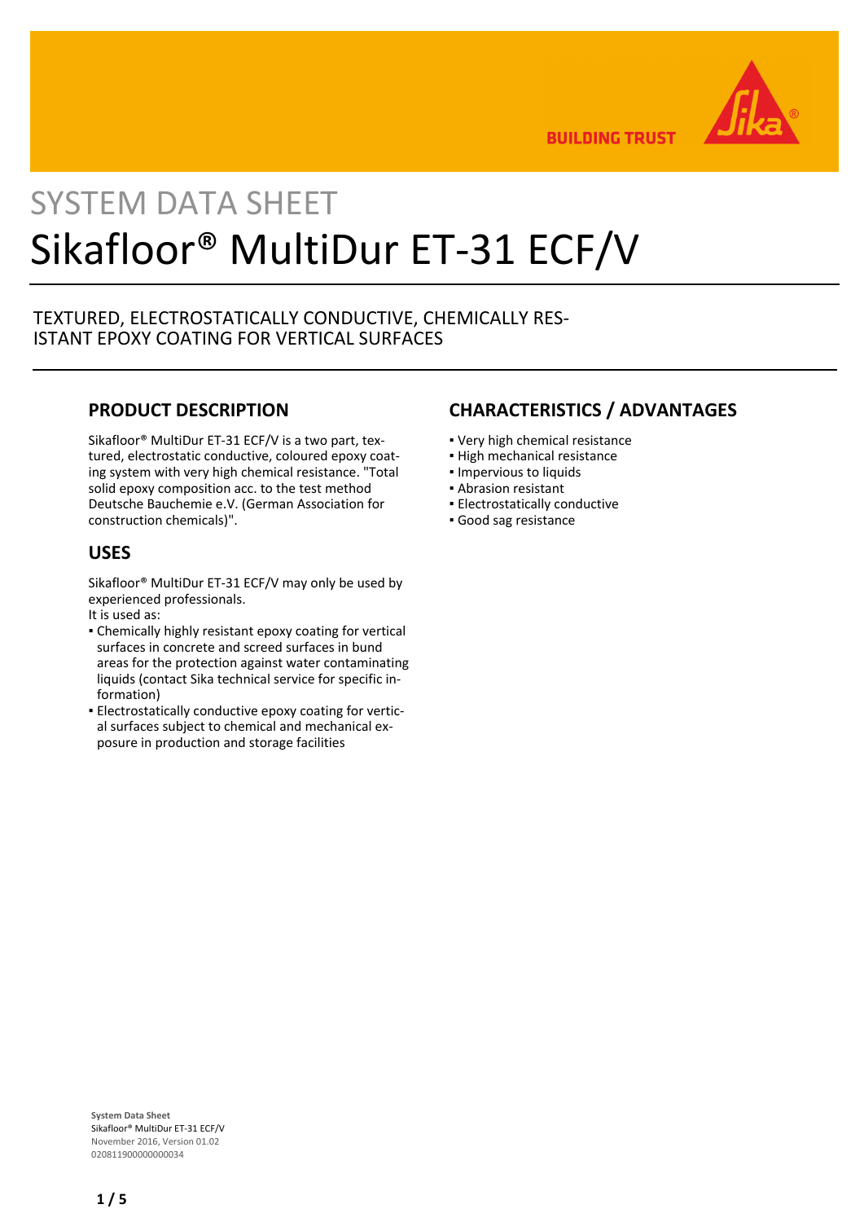# SYSTEM DATA SHEET

# Sikafloor® MultiDur ET-31 ECF/V

TEXTURED, ELECTROSTATICALLY CONDUCTIVE, CHEMICALLY RESISTANT EPOXY COATING FOR VERTICAL SURFACES

## PRODUCT DESCRIPTION

Sikafloor® MultiDur ET-31 ECF/V is a two part, textured, electrostatic conductive, coloured epoxy coating system with very high chemical resistance. "Total solid epoxy composition acc. to the test method Deutsche Bauchemie e.V. (German Association for construction chemicals)".

## USES

Sikafloor® MultiDur ET-31 ECF/V may only be used by experienced professionals.
It is used as:

- Chemically highly resistant epoxy coating for vertical surfaces in concrete and screed surfaces in bund areas for the protection against water contaminating liquids (contact Sika technical service for specific information)
- Electrostatically conductive epoxy coating for vertical surfaces subject to chemical and mechanical exposure in production and storage facilities

## CHARACTERISTICS / ADVANTAGES

- Very high chemical resistance
- High mechanical resistance
- Impervious to liquids
- Abrasion resistant
- Electrostatically conductive
- Good sag resistance

**System Data Sheet**
Sikafloor® MultiDur ET-31 ECF/V
November 2016, Version 01.02
020811900000000034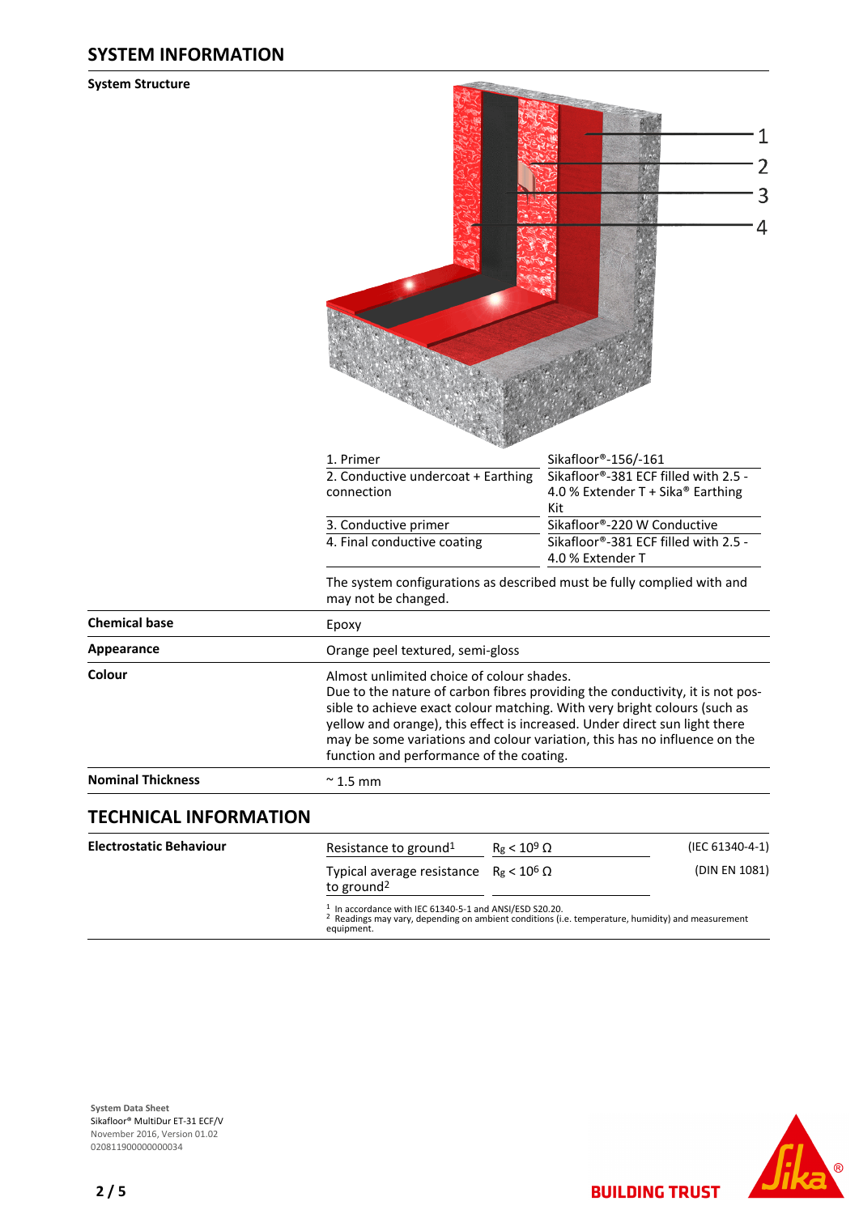## SYSTEM INFORMATION

**System Structure**

| | |
|---|---|
| 1. Primer | Sikafloor®-156/-161 |
| 2. Conductive undercoat + Earthing connection | Sikafloor®-381 ECF filled with 2.5 - 4.0 % Extender T + Sika® Earthing Kit |
| 3. Conductive primer | Sikafloor®-220 W Conductive |
| 4. Final conductive coating | Sikafloor®-381 ECF filled with 2.5 - 4.0 % Extender T |

The system configurations as described must be fully complied with and may not be changed.

| | |
|---|---|
| **Chemical base** | Epoxy |
| **Appearance** | Orange peel textured, semi-gloss |
| **Colour** | Almost unlimited choice of colour shades. Due to the nature of carbon fibres providing the conductivity, it is not possible to achieve exact colour matching. With very bright colours (such as yellow and orange), this effect is increased. Under direct sun light there may be some variations and colour variation, this has no influence on the function and performance of the coating. |
| **Nominal Thickness** | ~ 1.5 mm |

## TECHNICAL INFORMATION

**Electrostatic Behaviour**

| | | |
|---|---|---|
| Resistance to ground[1] | $R_g < 10^9\ \Omega$ | (IEC 61340-4-1) |
| Typical average resistance to ground[2] | $R_g < 10^6\ \Omega$ | (DIN EN 1081) |

[1] In accordance with IEC 61340-5-1 and ANSI/ESD S20.20.
[2] Readings may vary, depending on ambient conditions (i.e. temperature, humidity) and measurement equipment.

**System Data Sheet**
Sikafloor® MultiDur ET-31 ECF/V
November 2016, Version 01.02
020811900000000034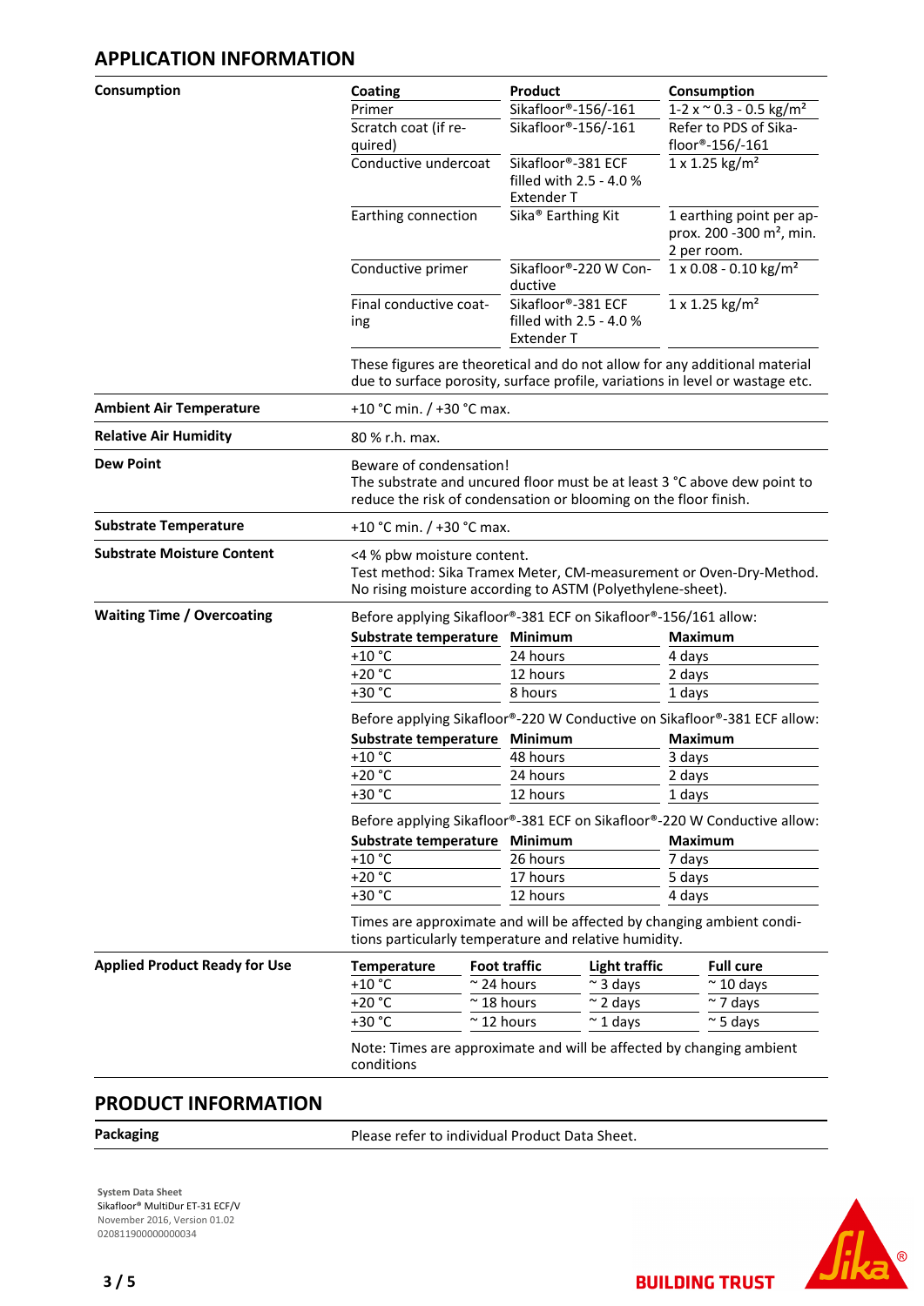## APPLICATION INFORMATION

**Consumption**

| Coating | Product | Consumption |
|---|---|---|
| Primer | Sikafloor®-156/-161 | 1-2 x ~ 0.3 - 0.5 kg/m² |
| Scratch coat (if required) | Sikafloor®-156/-161 | Refer to PDS of Sikafloor®-156/-161 |
| Conductive undercoat | Sikafloor®-381 ECF filled with 2.5 - 4.0 % Extender T | 1 x 1.25 kg/m² |
| Earthing connection | Sika® Earthing Kit | 1 earthing point per approx. 200 -300 m², min. 2 per room. |
| Conductive primer | Sikafloor®-220 W Conductive | 1 x 0.08 - 0.10 kg/m² |
| Final conductive coating | Sikafloor®-381 ECF filled with 2.5 - 4.0 % Extender T | 1 x 1.25 kg/m² |

These figures are theoretical and do not allow for any additional material due to surface porosity, surface profile, variations in level or wastage etc.

**Ambient Air Temperature**

+10 °C min. / +30 °C max.

**Relative Air Humidity**

80 % r.h. max.

**Dew Point**

Beware of condensation!
The substrate and uncured floor must be at least 3 °C above dew point to reduce the risk of condensation or blooming on the floor finish.

**Substrate Temperature**

+10 °C min. / +30 °C max.

**Substrate Moisture Content**

<4 % pbw moisture content.
Test method: Sika Tramex Meter, CM-measurement or Oven-Dry-Method.
No rising moisture according to ASTM (Polyethylene-sheet).

**Waiting Time / Overcoating**

Before applying Sikafloor®-381 ECF on Sikafloor®-156/161 allow:

| Substrate temperature | Minimum | Maximum |
|---|---|---|
| +10 °C | 24 hours | 4 days |
| +20 °C | 12 hours | 2 days |
| +30 °C | 8 hours | 1 days |

Before applying Sikafloor®-220 W Conductive on Sikafloor®-381 ECF allow:

| Substrate temperature | Minimum | Maximum |
|---|---|---|
| +10 °C | 48 hours | 3 days |
| +20 °C | 24 hours | 2 days |
| +30 °C | 12 hours | 1 days |

Before applying Sikafloor®-381 ECF on Sikafloor®-220 W Conductive allow:

| Substrate temperature | Minimum | Maximum |
|---|---|---|
| +10 °C | 26 hours | 7 days |
| +20 °C | 17 hours | 5 days |
| +30 °C | 12 hours | 4 days |

Times are approximate and will be affected by changing ambient conditions particularly temperature and relative humidity.

**Applied Product Ready for Use**

| Temperature | Foot traffic | Light traffic | Full cure |
|---|---|---|---|
| +10 °C | ~ 24 hours | ~ 3 days | ~ 10 days |
| +20 °C | ~ 18 hours | ~ 2 days | ~ 7 days |
| +30 °C | ~ 12 hours | ~ 1 days | ~ 5 days |

Note: Times are approximate and will be affected by changing ambient conditions

## PRODUCT INFORMATION

**Packaging**

Please refer to individual Product Data Sheet.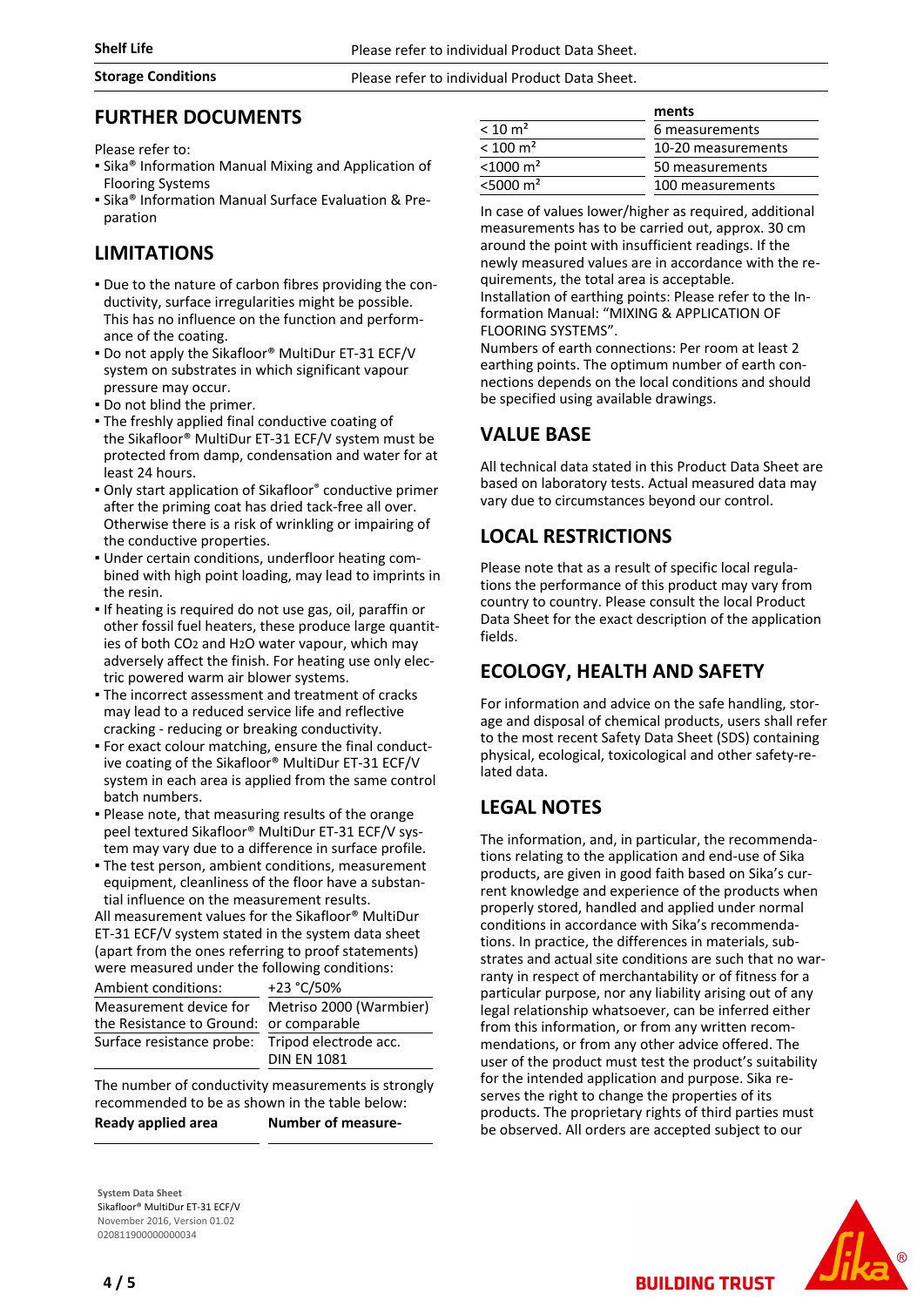| | |
|---|---|
| **Shelf Life** | Please refer to individual Product Data Sheet. |
| **Storage Conditions** | Please refer to individual Product Data Sheet. |

## FURTHER DOCUMENTS

Please refer to:

- Sika® Information Manual Mixing and Application of Flooring Systems
- Sika® Information Manual Surface Evaluation & Preparation

## LIMITATIONS

- Due to the nature of carbon fibres providing the conductivity, surface irregularities might be possible. This has no influence on the function and performance of the coating.
- Do not apply the Sikafloor® MultiDur ET-31 ECF/V system on substrates in which significant vapour pressure may occur.
- Do not blind the primer.
- The freshly applied final conductive coating of the Sikafloor® MultiDur ET-31 ECF/V system must be protected from damp, condensation and water for at least 24 hours.
- Only start application of Sikafloor® conductive primer after the priming coat has dried tack-free all over. Otherwise there is a risk of wrinkling or impairing of the conductive properties.
- Under certain conditions, underfloor heating combined with high point loading, may lead to imprints in the resin.
- If heating is required do not use gas, oil, paraffin or other fossil fuel heaters, these produce large quantities of both $CO_2$ and $H_2O$ water vapour, which may adversely affect the finish. For heating use only electric powered warm air blower systems.
- The incorrect assessment and treatment of cracks may lead to a reduced service life and reflective cracking - reducing or breaking conductivity.
- For exact colour matching, ensure the final conductive coating of the Sikafloor® MultiDur ET-31 ECF/V system in each area is applied from the same control batch numbers.
- Please note, that measuring results of the orange peel textured Sikafloor® MultiDur ET-31 ECF/V system may vary due to a difference in surface profile.
- The test person, ambient conditions, measurement equipment, cleanliness of the floor have a substantial influence on the measurement results.

All measurement values for the Sikafloor® MultiDur ET-31 ECF/V system stated in the system data sheet (apart from the ones referring to proof statements) were measured under the following conditions:

| | |
|---|---|
| Ambient conditions: | +23 °C/50% |
| Measurement device for the Resistance to Ground: | Metriso 2000 (Warmbier) or comparable |
| Surface resistance probe: | Tripod electrode acc. DIN EN 1081 |

The number of conductivity measurements is strongly recommended to be as shown in the table below:

| Ready applied area | Number of measurements |
|---|---|
| < 10 m² | 6 measurements |
| < 100 m² | 10-20 measurements |
| <1000 m² | 50 measurements |
| <5000 m² | 100 measurements |

In case of values lower/higher as required, additional measurements has to be carried out, approx. 30 cm around the point with insufficient readings. If the newly measured values are in accordance with the requirements, the total area is acceptable.
Installation of earthing points: Please refer to the Information Manual: "MIXING & APPLICATION OF FLOORING SYSTEMS".
Numbers of earth connections: Per room at least 2 earthing points. The optimum number of earth connections depends on the local conditions and should be specified using available drawings.

## VALUE BASE

All technical data stated in this Product Data Sheet are based on laboratory tests. Actual measured data may vary due to circumstances beyond our control.

## LOCAL RESTRICTIONS

Please note that as a result of specific local regulations the performance of this product may vary from country to country. Please consult the local Product Data Sheet for the exact description of the application fields.

## ECOLOGY, HEALTH AND SAFETY

For information and advice on the safe handling, storage and disposal of chemical products, users shall refer to the most recent Safety Data Sheet (SDS) containing physical, ecological, toxicological and other safety-related data.

## LEGAL NOTES

The information, and, in particular, the recommendations relating to the application and end-use of Sika products, are given in good faith based on Sika's current knowledge and experience of the products when properly stored, handled and applied under normal conditions in accordance with Sika's recommendations. In practice, the differences in materials, substrates and actual site conditions are such that no warranty in respect of merchantability or of fitness for a particular purpose, nor any liability arising out of any legal relationship whatsoever, can be inferred either from this information, or from any written recommendations, or from any other advice offered. The user of the product must test the product's suitability for the intended application and purpose. Sika reserves the right to change the properties of its products. The proprietary rights of third parties must be observed. All orders are accepted subject to our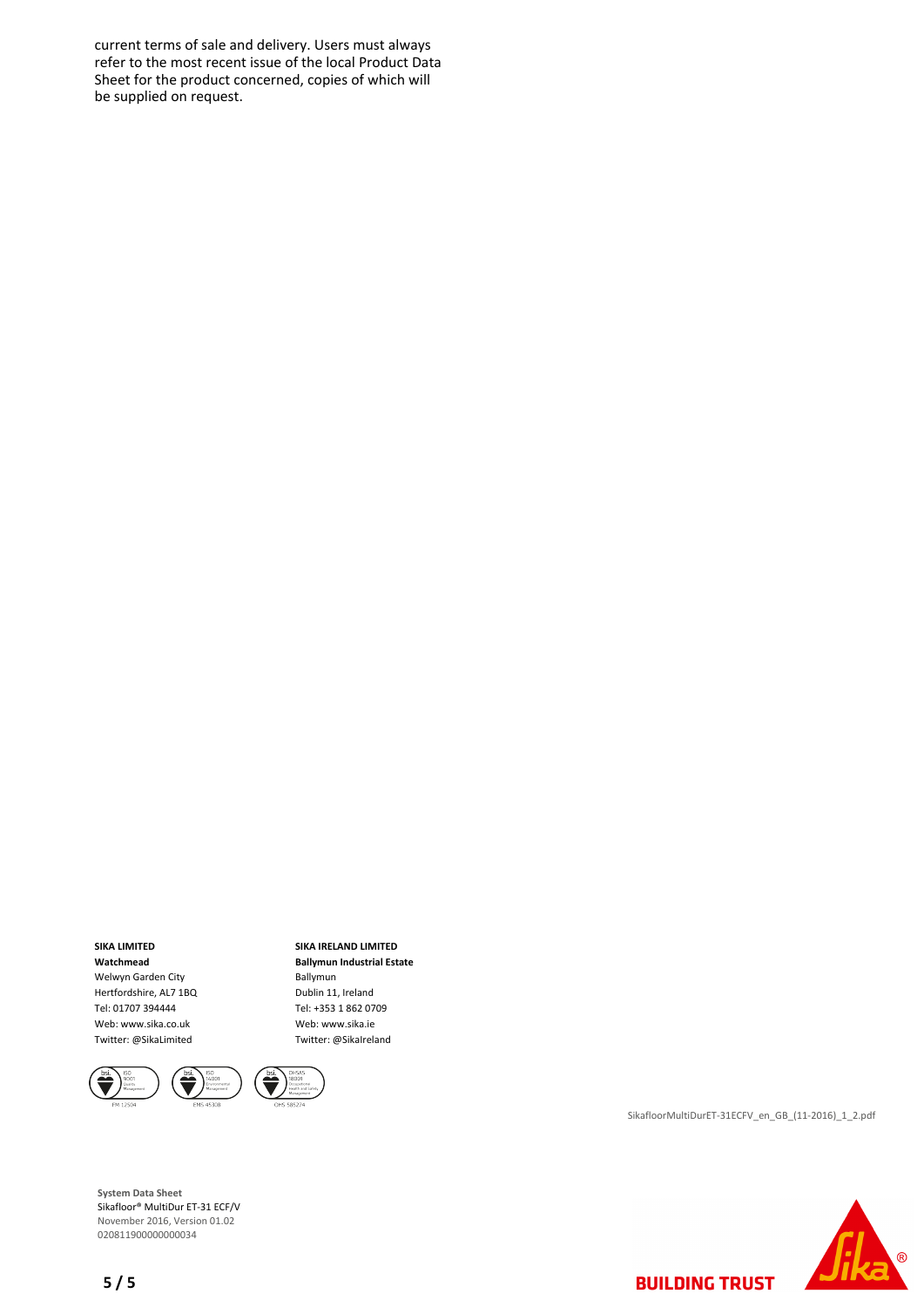current terms of sale and delivery. Users must always refer to the most recent issue of the local Product Data Sheet for the product concerned, copies of which will be supplied on request.

**SIKA LIMITED**
**Watchmead**
Welwyn Garden City
Hertfordshire, AL7 1BQ
Tel: 01707 394444
Web: www.sika.co.uk
Twitter: @SikaLimited

**SIKA IRELAND LIMITED**
**Ballymun Industrial Estate**
Ballymun
Dublin 11, Ireland
Tel: +353 1 862 0709
Web: www.sika.ie
Twitter: @SikaIreland

FM 12504 EMS 45308 OHS 585274

SikafloorMultiDurET-31ECFV_en_GB_(11-2016)_1_2.pdf

**System Data Sheet**
Sikafloor® MultiDur ET-31 ECF/V
November 2016, Version 01.02
020811900000000034